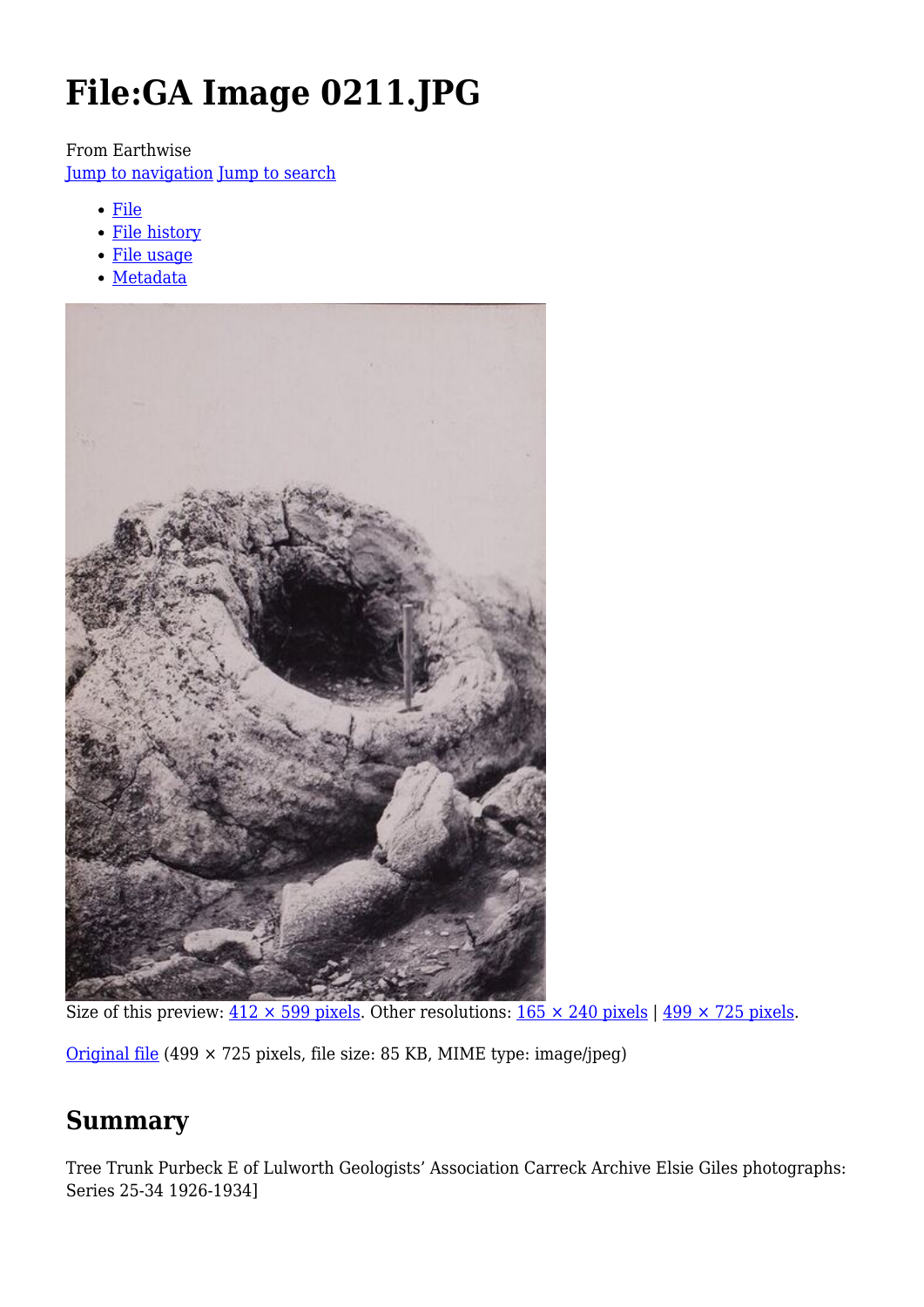# File:GA Image 0211.JPG

From Earthwise

Jump to navigation Jump to search

- File
- File history
- File usage
- Metadata

Size of this preview: 412 × 599 pixels. Other resolutions: 165 × 240 pixels | 499 × 725 pixels.

Original file (499 × 725 pixels, file size: 85 KB, MIME type: image/jpeg)

## Summary

Tree Trunk Purbeck E of Lulworth Geologists' Association Carreck Archive Elsie Giles photographs: Series 25-34 1926-1934]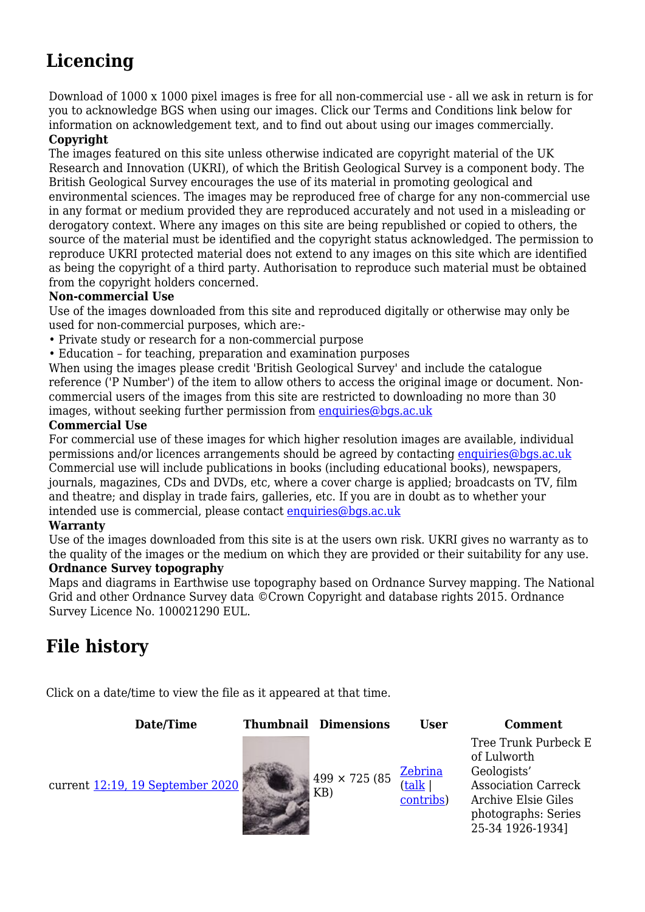## Licencing

Download of 1000 x 1000 pixel images is free for all non-commercial use - all we ask in return is for you to acknowledge BGS when using our images. Click our Terms and Conditions link below for information on acknowledgement text, and to find out about using our images commercially.

**Copyright**

The images featured on this site unless otherwise indicated are copyright material of the UK Research and Innovation (UKRI), of which the British Geological Survey is a component body. The British Geological Survey encourages the use of its material in promoting geological and environmental sciences. The images may be reproduced free of charge for any non-commercial use in any format or medium provided they are reproduced accurately and not used in a misleading or derogatory context. Where any images on this site are being republished or copied to others, the source of the material must be identified and the copyright status acknowledged. The permission to reproduce UKRI protected material does not extend to any images on this site which are identified as being the copyright of a third party. Authorisation to reproduce such material must be obtained from the copyright holders concerned.

**Non-commercial Use**

Use of the images downloaded from this site and reproduced digitally or otherwise may only be used for non-commercial purposes, which are:-

- Private study or research for a non-commercial purpose
- Education – for teaching, preparation and examination purposes

When using the images please credit 'British Geological Survey' and include the catalogue reference ('P Number') of the item to allow others to access the original image or document. Non-commercial users of the images from this site are restricted to downloading no more than 30 images, without seeking further permission from enquiries@bgs.ac.uk

**Commercial Use**

For commercial use of these images for which higher resolution images are available, individual permissions and/or licences arrangements should be agreed by contacting enquiries@bgs.ac.uk Commercial use will include publications in books (including educational books), newspapers, journals, magazines, CDs and DVDs, etc, where a cover charge is applied; broadcasts on TV, film and theatre; and display in trade fairs, galleries, etc. If you are in doubt as to whether your intended use is commercial, please contact enquiries@bgs.ac.uk

**Warranty**

Use of the images downloaded from this site is at the users own risk. UKRI gives no warranty as to the quality of the images or the medium on which they are provided or their suitability for any use.

**Ordnance Survey topography**

Maps and diagrams in Earthwise use topography based on Ordnance Survey mapping. The National Grid and other Ordnance Survey data ©Crown Copyright and database rights 2015. Ordnance Survey Licence No. 100021290 EUL.

## File history

Click on a date/time to view the file as it appeared at that time.

| Date/Time | Thumbnail | Dimensions | User | Comment |
|---|---|---|---|---|
| current 12:19, 19 September 2020 | | 499 × 725 (85 KB) | Zebrina (talk \| contribs) | Tree Trunk Purbeck E of Lulworth Geologists' Association Carreck Archive Elsie Giles photographs: Series 25-34 1926-1934] |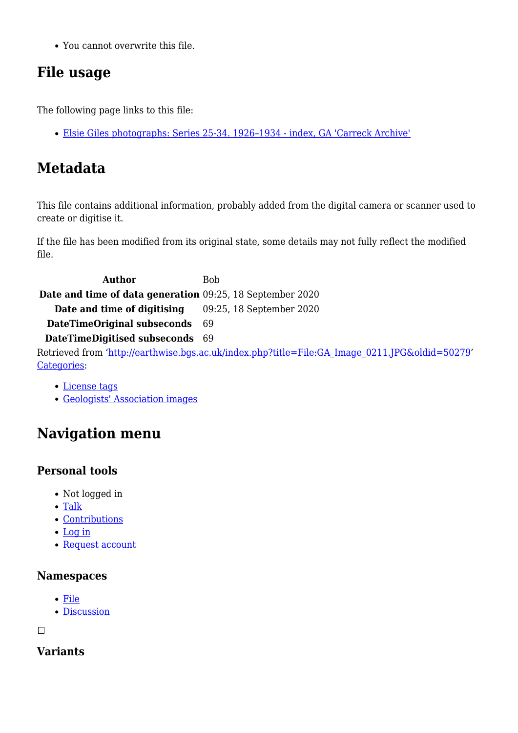- You cannot overwrite this file.

## File usage

The following page links to this file:

- Elsie Giles photographs: Series 25-34. 1926–1934 - index, GA 'Carreck Archive'

## Metadata

This file contains additional information, probably added from the digital camera or scanner used to create or digitise it.

If the file has been modified from its original state, some details may not fully reflect the modified file.

| | |
|---|---|
| **Author** | Bob |
| **Date and time of data generation** | 09:25, 18 September 2020 |
| **Date and time of digitising** | 09:25, 18 September 2020 |
| **DateTimeOriginal subseconds** | 69 |
| **DateTimeDigitised subseconds** | 69 |

Retrieved from 'http://earthwise.bgs.ac.uk/index.php?title=File:GA_Image_0211.JPG&oldid=50279'
Categories:

- License tags
- Geologists' Association images

## Navigation menu

### Personal tools

- Not logged in
- Talk
- Contributions
- Log in
- Request account

### Namespaces

- File
- Discussion

☐

### Variants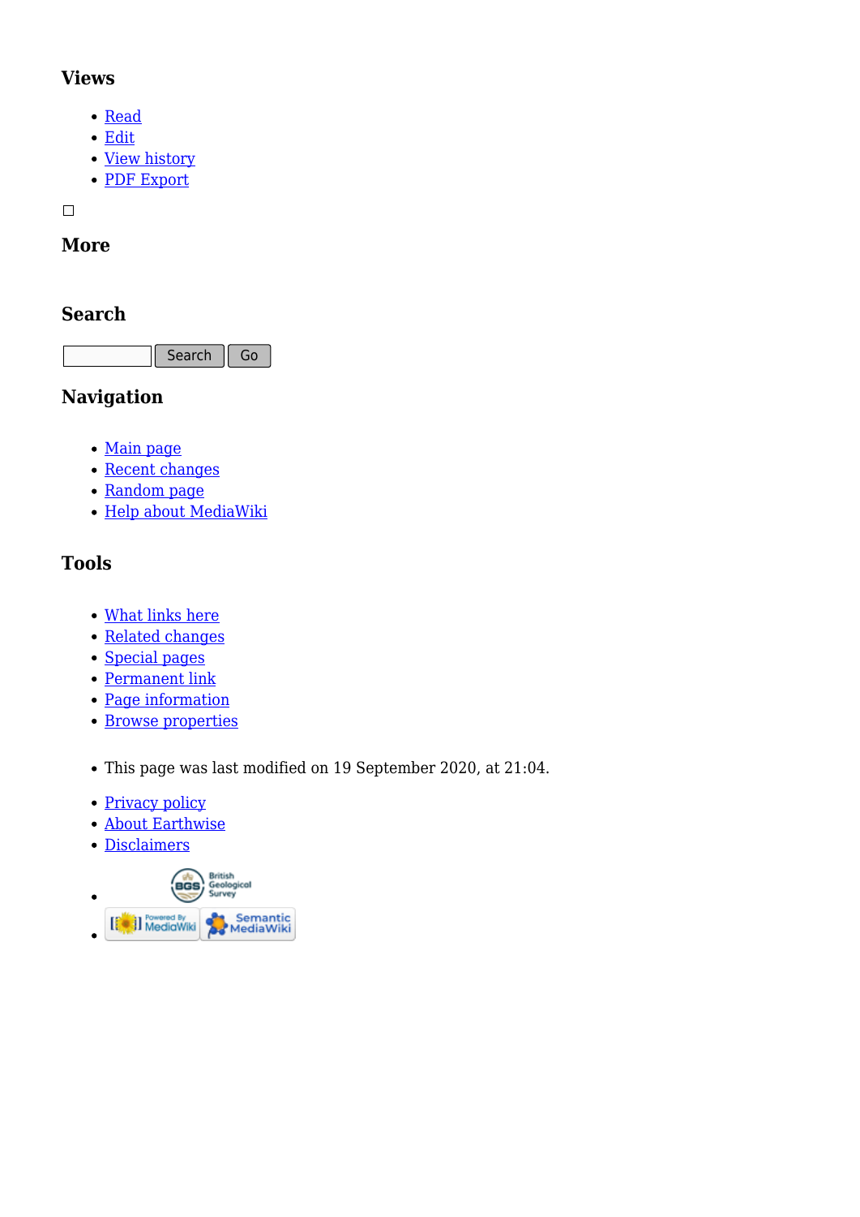### Views

- Read
- Edit
- View history
- PDF Export

### More

### Search

Search Go

### Navigation

- Main page
- Recent changes
- Random page
- Help about MediaWiki

### Tools

- What links here
- Related changes
- Special pages
- Permanent link
- Page information
- Browse properties

- This page was last modified on 19 September 2020, at 21:04.

- Privacy policy
- About Earthwise
- Disclaimers